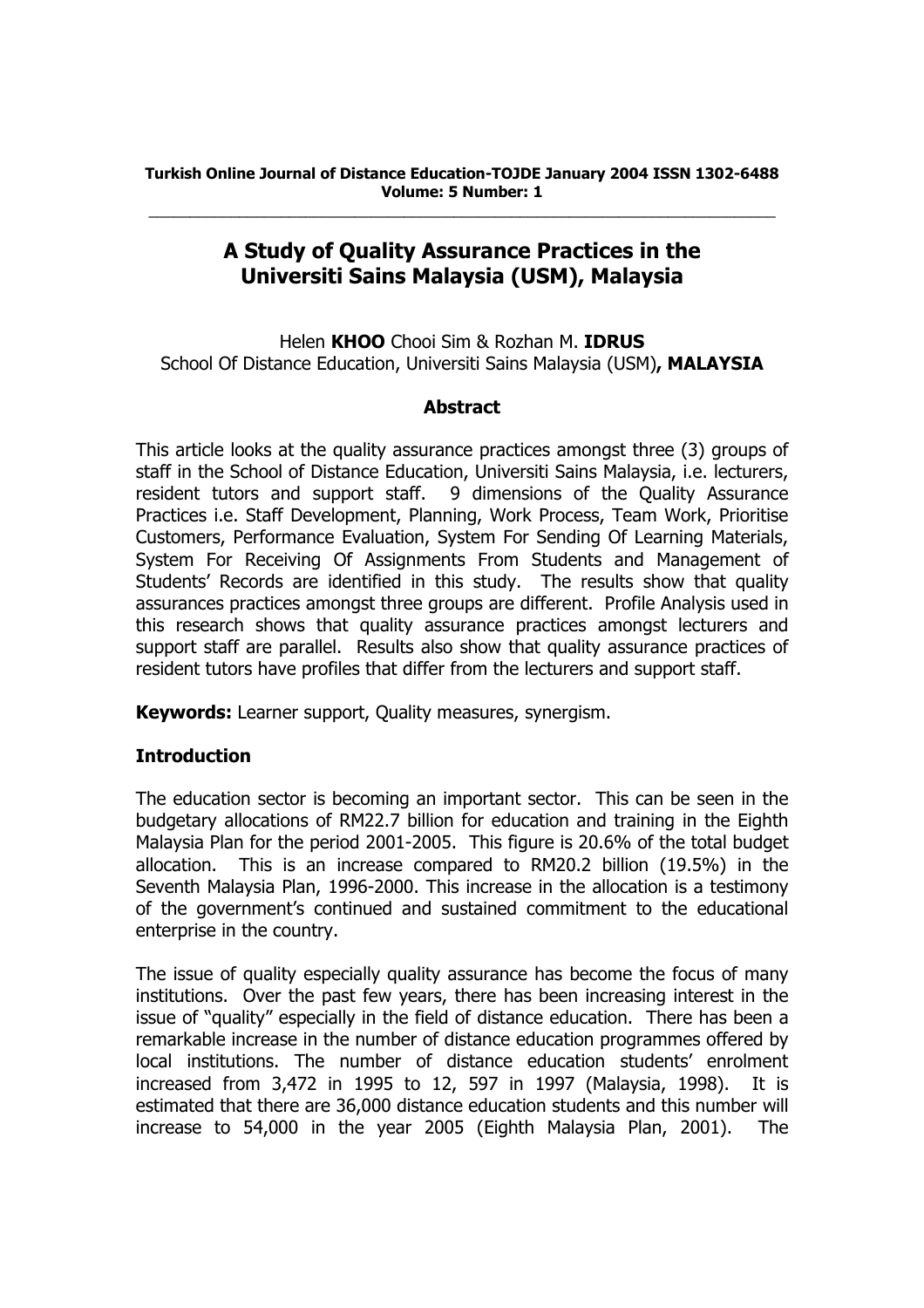# A Study of Quality Assurance Practices in the Universiti Sains Malaysia (USM), Malaysia

Helen **KHOO** Chooi Sim & Rozhan M. **IDRUS**
School Of Distance Education, Universiti Sains Malaysia (USM)**, MALAYSIA**

## Abstract

This article looks at the quality assurance practices amongst three (3) groups of staff in the School of Distance Education, Universiti Sains Malaysia, i.e. lecturers, resident tutors and support staff. 9 dimensions of the Quality Assurance Practices i.e. Staff Development, Planning, Work Process, Team Work, Prioritise Customers, Performance Evaluation, System For Sending Of Learning Materials, System For Receiving Of Assignments From Students and Management of Students' Records are identified in this study. The results show that quality assurances practices amongst three groups are different. Profile Analysis used in this research shows that quality assurance practices amongst lecturers and support staff are parallel. Results also show that quality assurance practices of resident tutors have profiles that differ from the lecturers and support staff.

**Keywords:** Learner support, Quality measures, synergism.

## Introduction

The education sector is becoming an important sector. This can be seen in the budgetary allocations of RM22.7 billion for education and training in the Eighth Malaysia Plan for the period 2001-2005. This figure is 20.6% of the total budget allocation. This is an increase compared to RM20.2 billion (19.5%) in the Seventh Malaysia Plan, 1996-2000. This increase in the allocation is a testimony of the government's continued and sustained commitment to the educational enterprise in the country.

The issue of quality especially quality assurance has become the focus of many institutions. Over the past few years, there has been increasing interest in the issue of "quality" especially in the field of distance education. There has been a remarkable increase in the number of distance education programmes offered by local institutions. The number of distance education students' enrolment increased from 3,472 in 1995 to 12, 597 in 1997 (Malaysia, 1998). It is estimated that there are 36,000 distance education students and this number will increase to 54,000 in the year 2005 (Eighth Malaysia Plan, 2001). The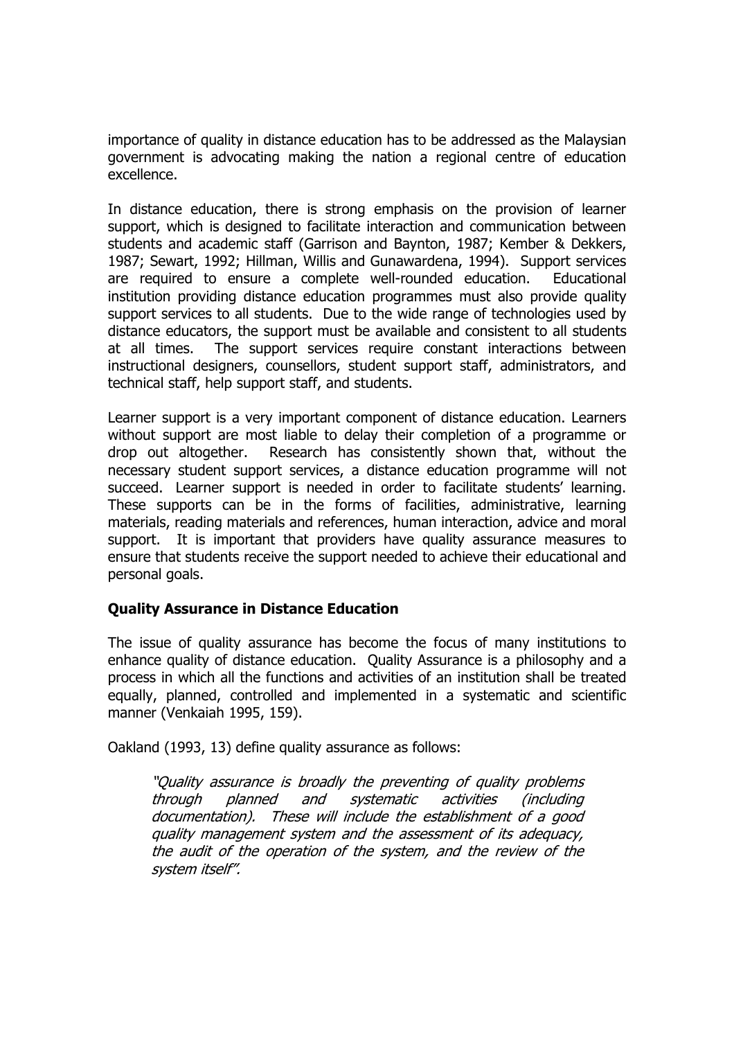importance of quality in distance education has to be addressed as the Malaysian government is advocating making the nation a regional centre of education excellence.

In distance education, there is strong emphasis on the provision of learner support, which is designed to facilitate interaction and communication between students and academic staff (Garrison and Baynton, 1987; Kember & Dekkers, 1987; Sewart, 1992; Hillman, Willis and Gunawardena, 1994). Support services are required to ensure a complete well-rounded education. Educational institution providing distance education programmes must also provide quality support services to all students. Due to the wide range of technologies used by distance educators, the support must be available and consistent to all students at all times. The support services require constant interactions between instructional designers, counsellors, student support staff, administrators, and technical staff, help support staff, and students.

Learner support is a very important component of distance education. Learners without support are most liable to delay their completion of a programme or drop out altogether. Research has consistently shown that, without the necessary student support services, a distance education programme will not succeed. Learner support is needed in order to facilitate students' learning. These supports can be in the forms of facilities, administrative, learning materials, reading materials and references, human interaction, advice and moral support. It is important that providers have quality assurance measures to ensure that students receive the support needed to achieve their educational and personal goals.

## Quality Assurance in Distance Education

The issue of quality assurance has become the focus of many institutions to enhance quality of distance education. Quality Assurance is a philosophy and a process in which all the functions and activities of an institution shall be treated equally, planned, controlled and implemented in a systematic and scientific manner (Venkaiah 1995, 159).

Oakland (1993, 13) define quality assurance as follows:

> *"Quality assurance is broadly the preventing of quality problems through planned and systematic activities (including documentation). These will include the establishment of a good quality management system and the assessment of its adequacy, the audit of the operation of the system, and the review of the system itself".*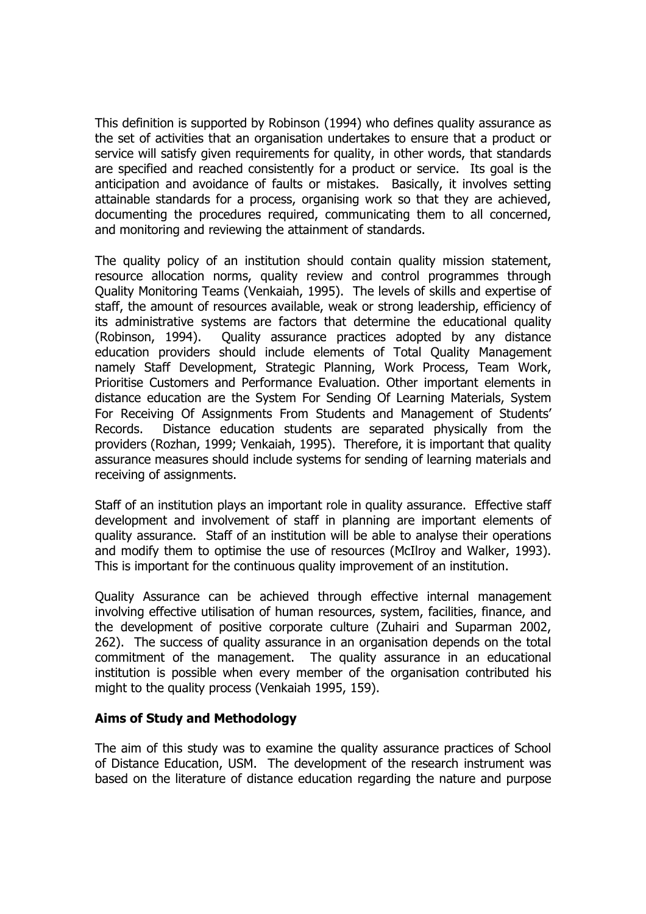This definition is supported by Robinson (1994) who defines quality assurance as the set of activities that an organisation undertakes to ensure that a product or service will satisfy given requirements for quality, in other words, that standards are specified and reached consistently for a product or service. Its goal is the anticipation and avoidance of faults or mistakes. Basically, it involves setting attainable standards for a process, organising work so that they are achieved, documenting the procedures required, communicating them to all concerned, and monitoring and reviewing the attainment of standards.

The quality policy of an institution should contain quality mission statement, resource allocation norms, quality review and control programmes through Quality Monitoring Teams (Venkaiah, 1995). The levels of skills and expertise of staff, the amount of resources available, weak or strong leadership, efficiency of its administrative systems are factors that determine the educational quality (Robinson, 1994). Quality assurance practices adopted by any distance education providers should include elements of Total Quality Management namely Staff Development, Strategic Planning, Work Process, Team Work, Prioritise Customers and Performance Evaluation. Other important elements in distance education are the System For Sending Of Learning Materials, System For Receiving Of Assignments From Students and Management of Students' Records. Distance education students are separated physically from the providers (Rozhan, 1999; Venkaiah, 1995). Therefore, it is important that quality assurance measures should include systems for sending of learning materials and receiving of assignments.

Staff of an institution plays an important role in quality assurance. Effective staff development and involvement of staff in planning are important elements of quality assurance. Staff of an institution will be able to analyse their operations and modify them to optimise the use of resources (McIlroy and Walker, 1993). This is important for the continuous quality improvement of an institution.

Quality Assurance can be achieved through effective internal management involving effective utilisation of human resources, system, facilities, finance, and the development of positive corporate culture (Zuhairi and Suparman 2002, 262). The success of quality assurance in an organisation depends on the total commitment of the management. The quality assurance in an educational institution is possible when every member of the organisation contributed his might to the quality process (Venkaiah 1995, 159).

**Aims of Study and Methodology**

The aim of this study was to examine the quality assurance practices of School of Distance Education, USM. The development of the research instrument was based on the literature of distance education regarding the nature and purpose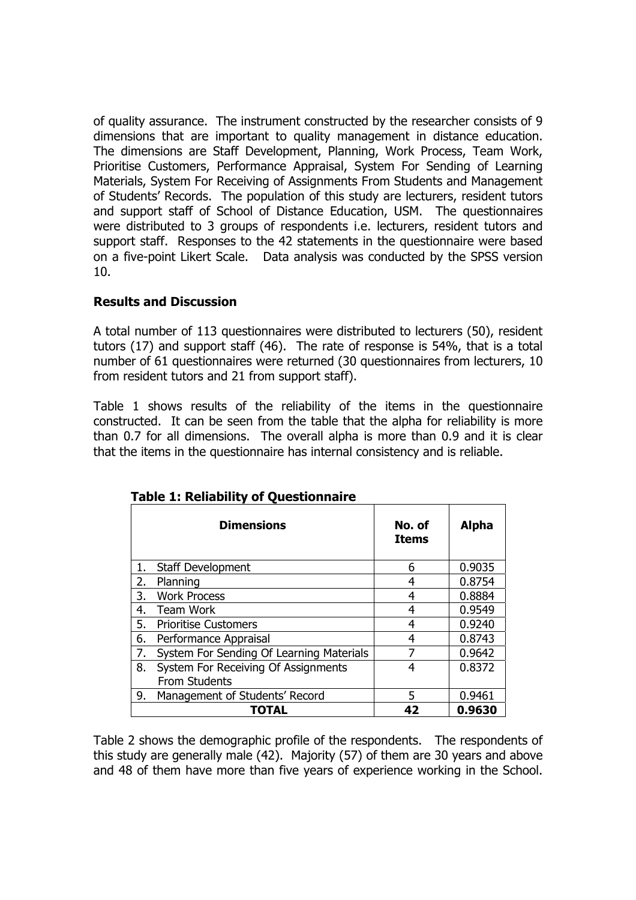of quality assurance. The instrument constructed by the researcher consists of 9 dimensions that are important to quality management in distance education. The dimensions are Staff Development, Planning, Work Process, Team Work, Prioritise Customers, Performance Appraisal, System For Sending of Learning Materials, System For Receiving of Assignments From Students and Management of Students' Records. The population of this study are lecturers, resident tutors and support staff of School of Distance Education, USM. The questionnaires were distributed to 3 groups of respondents i.e. lecturers, resident tutors and support staff. Responses to the 42 statements in the questionnaire were based on a five-point Likert Scale. Data analysis was conducted by the SPSS version 10.

## Results and Discussion

A total number of 113 questionnaires were distributed to lecturers (50), resident tutors (17) and support staff (46). The rate of response is 54%, that is a total number of 61 questionnaires were returned (30 questionnaires from lecturers, 10 from resident tutors and 21 from support staff).

Table 1 shows results of the reliability of the items in the questionnaire constructed. It can be seen from the table that the alpha for reliability is more than 0.7 for all dimensions. The overall alpha is more than 0.9 and it is clear that the items in the questionnaire has internal consistency and is reliable.

**Table 1: Reliability of Questionnaire**

| Dimensions | No. of Items | Alpha |
|---|---|---|
| 1. Staff Development | 6 | 0.9035 |
| 2. Planning | 4 | 0.8754 |
| 3. Work Process | 4 | 0.8884 |
| 4. Team Work | 4 | 0.9549 |
| 5. Prioritise Customers | 4 | 0.9240 |
| 6. Performance Appraisal | 4 | 0.8743 |
| 7. System For Sending Of Learning Materials | 7 | 0.9642 |
| 8. System For Receiving Of Assignments From Students | 4 | 0.8372 |
| 9. Management of Students' Record | 5 | 0.9461 |
| **TOTAL** | **42** | **0.9630** |

Table 2 shows the demographic profile of the respondents. The respondents of this study are generally male (42). Majority (57) of them are 30 years and above and 48 of them have more than five years of experience working in the School.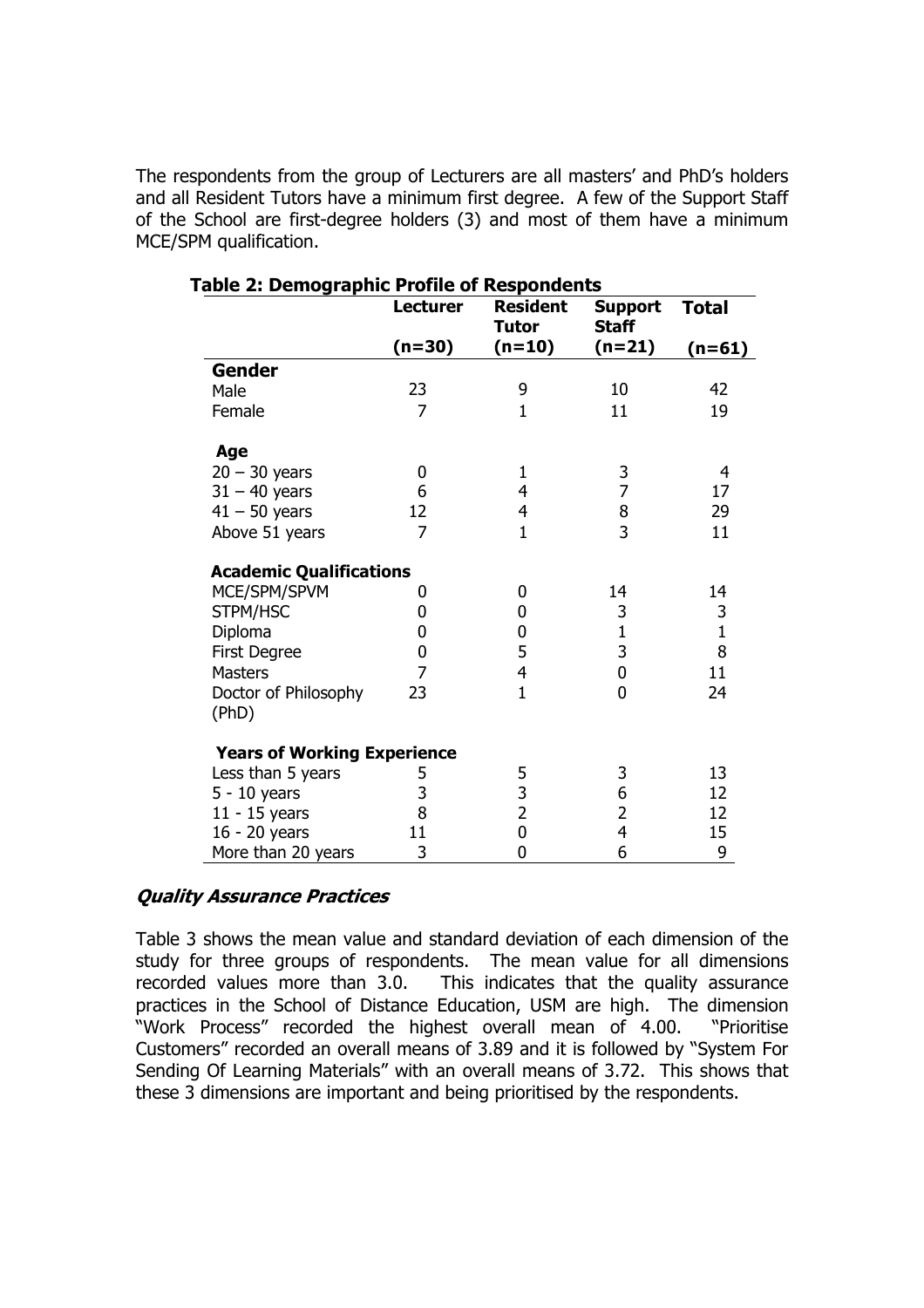The respondents from the group of Lecturers are all masters' and PhD's holders and all Resident Tutors have a minimum first degree. A few of the Support Staff of the School are first-degree holders (3) and most of them have a minimum MCE/SPM qualification.

**Table 2: Demographic Profile of Respondents**

| | **Lecturer** (n=30) | **Resident Tutor** (n=10) | **Support Staff** (n=21) | **Total** (n=61) |
|---|---|---|---|---|
| **Gender** | | | | |
| Male | 23 | 9 | 10 | 42 |
| Female | 7 | 1 | 11 | 19 |
| **Age** | | | | |
| 20 – 30 years | 0 | 1 | 3 | 4 |
| 31 – 40 years | 6 | 4 | 7 | 17 |
| 41 – 50 years | 12 | 4 | 8 | 29 |
| Above 51 years | 7 | 1 | 3 | 11 |
| **Academic Qualifications** | | | | |
| MCE/SPM/SPVM | 0 | 0 | 14 | 14 |
| STPM/HSC | 0 | 0 | 3 | 3 |
| Diploma | 0 | 0 | 1 | 1 |
| First Degree | 0 | 5 | 3 | 8 |
| Masters | 7 | 4 | 0 | 11 |
| Doctor of Philosophy (PhD) | 23 | 1 | 0 | 24 |
| **Years of Working Experience** | | | | |
| Less than 5 years | 5 | 5 | 3 | 13 |
| 5 - 10 years | 3 | 3 | 6 | 12 |
| 11 - 15 years | 8 | 2 | 2 | 12 |
| 16 - 20 years | 11 | 0 | 4 | 15 |
| More than 20 years | 3 | 0 | 6 | 9 |

### *Quality Assurance Practices*

Table 3 shows the mean value and standard deviation of each dimension of the study for three groups of respondents. The mean value for all dimensions recorded values more than 3.0. This indicates that the quality assurance practices in the School of Distance Education, USM are high. The dimension "Work Process" recorded the highest overall mean of 4.00. "Prioritise Customers" recorded an overall means of 3.89 and it is followed by "System For Sending Of Learning Materials" with an overall means of 3.72. This shows that these 3 dimensions are important and being prioritised by the respondents.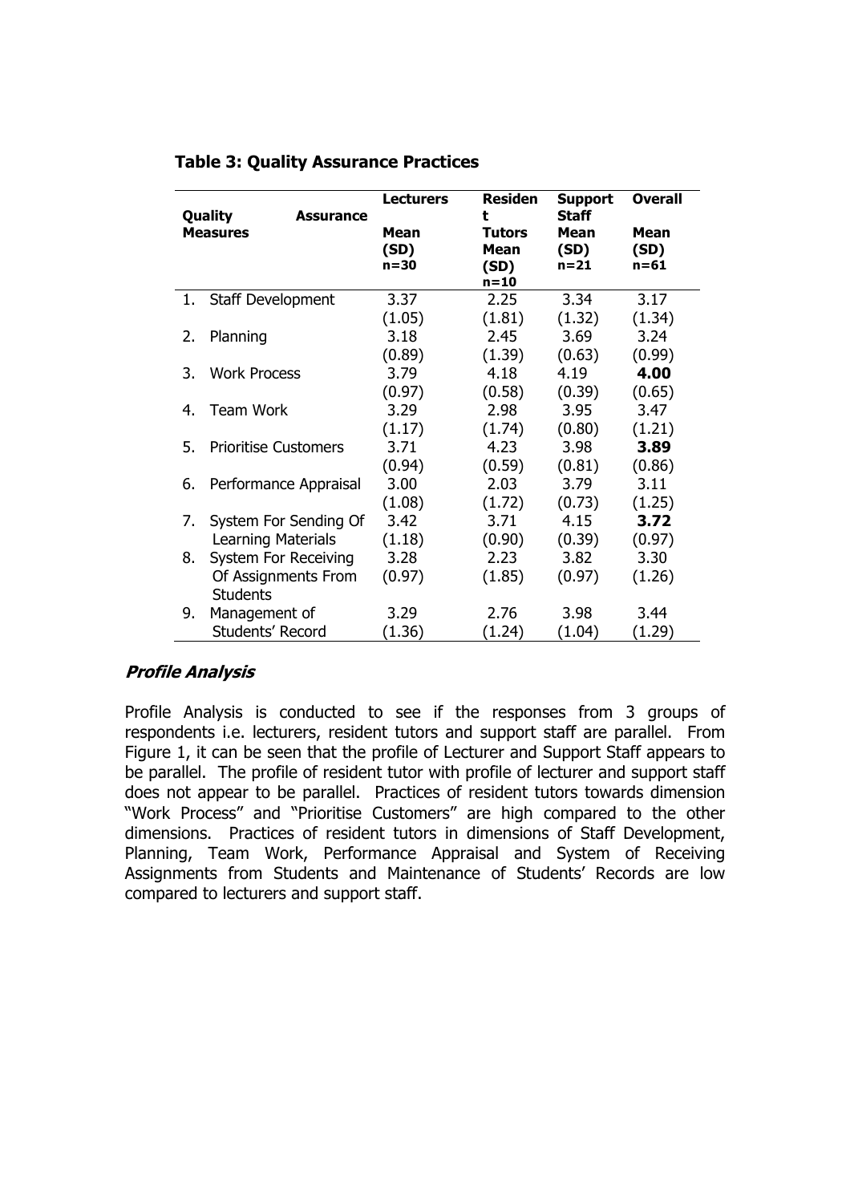**Table 3: Quality Assurance Practices**

| Quality Assurance Measures | Lecturers Mean (SD) n=30 | Resident Tutors Mean (SD) n=10 | Support Staff Mean (SD) n=21 | Overall Mean (SD) n=61 |
|---|---|---|---|---|
| 1. Staff Development | 3.37 (1.05) | 2.25 (1.81) | 3.34 (1.32) | 3.17 (1.34) |
| 2. Planning | 3.18 (0.89) | 2.45 (1.39) | 3.69 (0.63) | 3.24 (0.99) |
| 3. Work Process | 3.79 (0.97) | 4.18 (0.58) | 4.19 (0.39) | **4.00** (0.65) |
| 4. Team Work | 3.29 (1.17) | 2.98 (1.74) | 3.95 (0.80) | 3.47 (1.21) |
| 5. Prioritise Customers | 3.71 (0.94) | 4.23 (0.59) | 3.98 (0.81) | **3.89** (0.86) |
| 6. Performance Appraisal | 3.00 (1.08) | 2.03 (1.72) | 3.79 (0.73) | 3.11 (1.25) |
| 7. System For Sending Of Learning Materials | 3.42 (1.18) | 3.71 (0.90) | 4.15 (0.39) | **3.72** (0.97) |
| 8. System For Receiving Of Assignments From Students | 3.28 (0.97) | 2.23 (1.85) | 3.82 (0.97) | 3.30 (1.26) |
| 9. Management of Students' Record | 3.29 (1.36) | 2.76 (1.24) | 3.98 (1.04) | 3.44 (1.29) |

### *Profile Analysis*

Profile Analysis is conducted to see if the responses from 3 groups of respondents i.e. lecturers, resident tutors and support staff are parallel. From Figure 1, it can be seen that the profile of Lecturer and Support Staff appears to be parallel. The profile of resident tutor with profile of lecturer and support staff does not appear to be parallel. Practices of resident tutors towards dimension "Work Process" and "Prioritise Customers" are high compared to the other dimensions. Practices of resident tutors in dimensions of Staff Development, Planning, Team Work, Performance Appraisal and System of Receiving Assignments from Students and Maintenance of Students' Records are low compared to lecturers and support staff.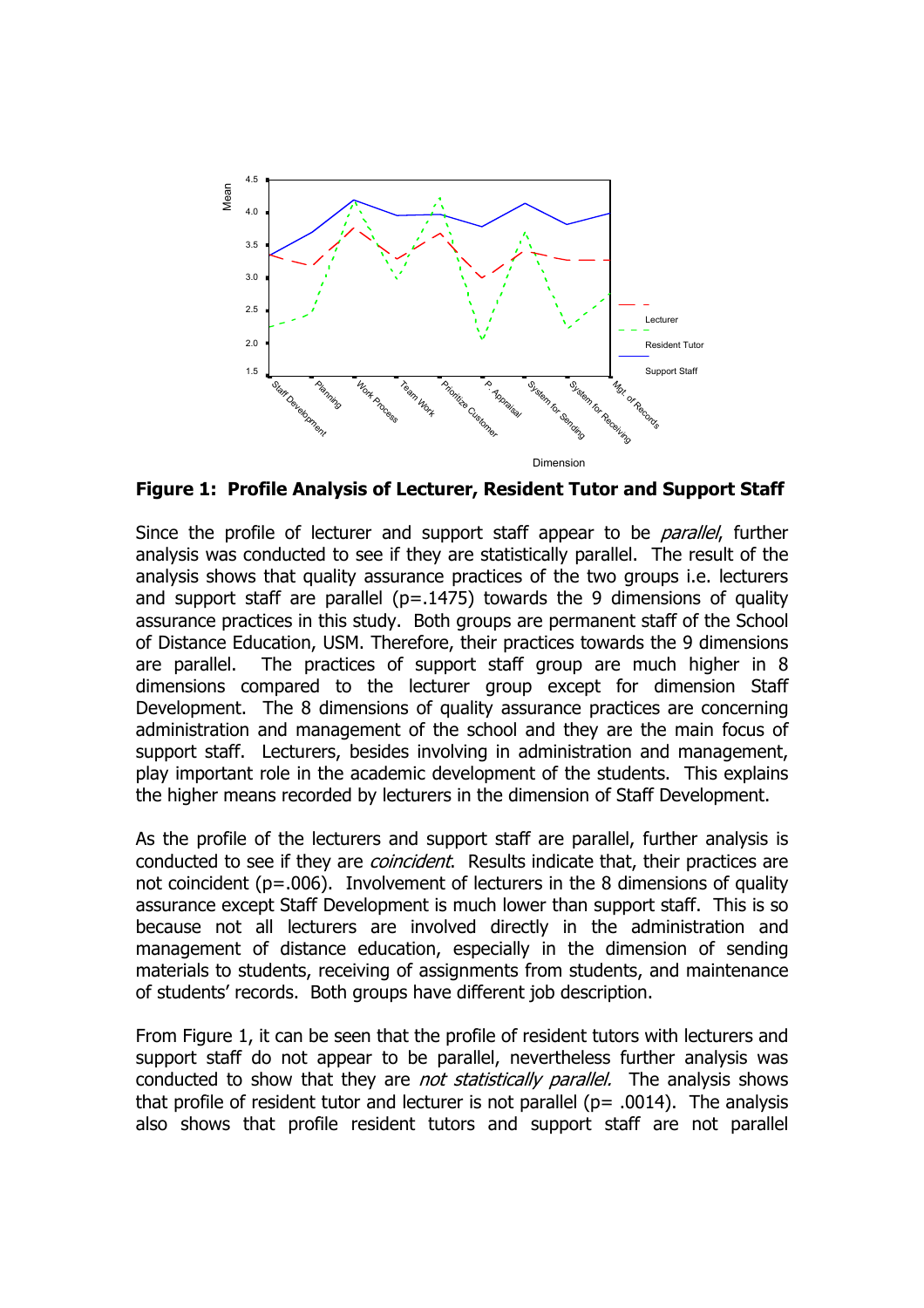**Figure 1: Profile Analysis of Lecturer, Resident Tutor and Support Staff**

Since the profile of lecturer and support staff appear to be *parallel*, further analysis was conducted to see if they are statistically parallel. The result of the analysis shows that quality assurance practices of the two groups i.e. lecturers and support staff are parallel (p=.1475) towards the 9 dimensions of quality assurance practices in this study. Both groups are permanent staff of the School of Distance Education, USM. Therefore, their practices towards the 9 dimensions are parallel. The practices of support staff group are much higher in 8 dimensions compared to the lecturer group except for dimension Staff Development. The 8 dimensions of quality assurance practices are concerning administration and management of the school and they are the main focus of support staff. Lecturers, besides involving in administration and management, play important role in the academic development of the students. This explains the higher means recorded by lecturers in the dimension of Staff Development.

As the profile of the lecturers and support staff are parallel, further analysis is conducted to see if they are *coincident*. Results indicate that, their practices are not coincident (p=.006). Involvement of lecturers in the 8 dimensions of quality assurance except Staff Development is much lower than support staff. This is so because not all lecturers are involved directly in the administration and management of distance education, especially in the dimension of sending materials to students, receiving of assignments from students, and maintenance of students' records. Both groups have different job description.

From Figure 1, it can be seen that the profile of resident tutors with lecturers and support staff do not appear to be parallel, nevertheless further analysis was conducted to show that they are *not statistically parallel.* The analysis shows that profile of resident tutor and lecturer is not parallel (p= .0014). The analysis also shows that profile resident tutors and support staff are not parallel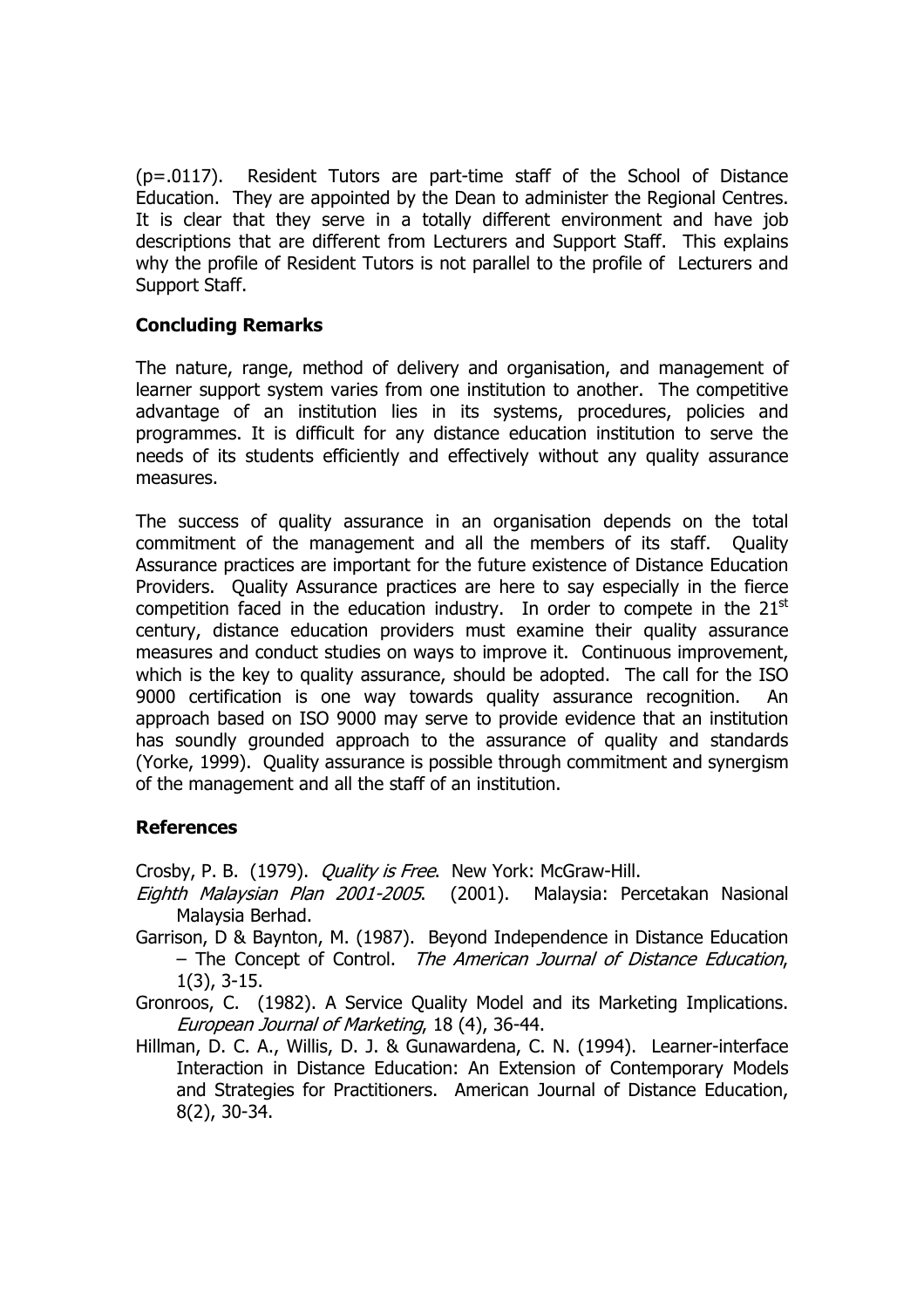(p=.0117). Resident Tutors are part-time staff of the School of Distance Education. They are appointed by the Dean to administer the Regional Centres. It is clear that they serve in a totally different environment and have job descriptions that are different from Lecturers and Support Staff. This explains why the profile of Resident Tutors is not parallel to the profile of Lecturers and Support Staff.

**Concluding Remarks**

The nature, range, method of delivery and organisation, and management of learner support system varies from one institution to another. The competitive advantage of an institution lies in its systems, procedures, policies and programmes. It is difficult for any distance education institution to serve the needs of its students efficiently and effectively without any quality assurance measures.

The success of quality assurance in an organisation depends on the total commitment of the management and all the members of its staff. Quality Assurance practices are important for the future existence of Distance Education Providers. Quality Assurance practices are here to say especially in the fierce competition faced in the education industry. In order to compete in the 21st century, distance education providers must examine their quality assurance measures and conduct studies on ways to improve it. Continuous improvement, which is the key to quality assurance, should be adopted. The call for the ISO 9000 certification is one way towards quality assurance recognition. An approach based on ISO 9000 may serve to provide evidence that an institution has soundly grounded approach to the assurance of quality and standards (Yorke, 1999). Quality assurance is possible through commitment and synergism of the management and all the staff of an institution.

**References**

Crosby, P. B. (1979). *Quality is Free*. New York: McGraw-Hill.

*Eighth Malaysian Plan 2001-2005*. (2001). Malaysia: Percetakan Nasional Malaysia Berhad.

Garrison, D & Baynton, M. (1987). Beyond Independence in Distance Education – The Concept of Control. *The American Journal of Distance Education*, 1(3), 3-15.

Gronroos, C. (1982). A Service Quality Model and its Marketing Implications. *European Journal of Marketing*, 18 (4), 36-44.

Hillman, D. C. A., Willis, D. J. & Gunawardena, C. N. (1994). Learner-interface Interaction in Distance Education: An Extension of Contemporary Models and Strategies for Practitioners. American Journal of Distance Education, 8(2), 30-34.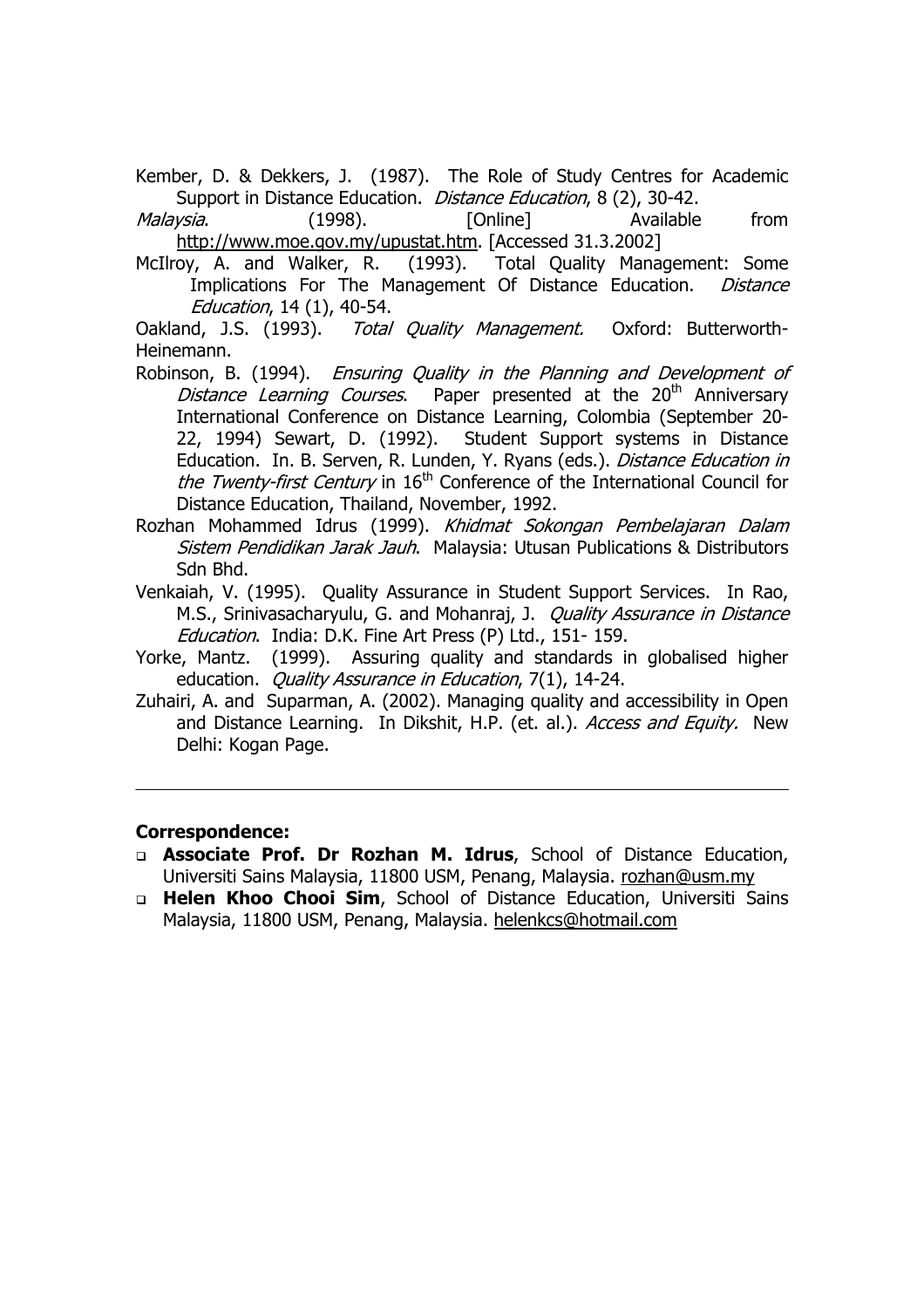Kember, D. & Dekkers, J. (1987). The Role of Study Centres for Academic Support in Distance Education. *Distance Education*, 8 (2), 30-42.

*Malaysia*. (1998). [Online] Available from http://www.moe.gov.my/upustat.htm. [Accessed 31.3.2002]

McIlroy, A. and Walker, R. (1993). Total Quality Management: Some Implications For The Management Of Distance Education. *Distance Education*, 14 (1), 40-54.

Oakland, J.S. (1993). *Total Quality Management.* Oxford: Butterworth-Heinemann.

Robinson, B. (1994). *Ensuring Quality in the Planning and Development of Distance Learning Courses*. Paper presented at the 20th Anniversary International Conference on Distance Learning, Colombia (September 20-22, 1994) Sewart, D. (1992). Student Support systems in Distance Education. In. B. Serven, R. Lunden, Y. Ryans (eds.). *Distance Education in the Twenty-first Century* in 16th Conference of the International Council for Distance Education, Thailand, November, 1992.

Rozhan Mohammed Idrus (1999). *Khidmat Sokongan Pembelajaran Dalam Sistem Pendidikan Jarak Jauh*. Malaysia: Utusan Publications & Distributors Sdn Bhd.

Venkaiah, V. (1995). Quality Assurance in Student Support Services. In Rao, M.S., Srinivasacharyulu, G. and Mohanraj, J. *Quality Assurance in Distance Education*. India: D.K. Fine Art Press (P) Ltd., 151- 159.

Yorke, Mantz. (1999). Assuring quality and standards in globalised higher education. *Quality Assurance in Education*, 7(1), 14-24.

Zuhairi, A. and Suparman, A. (2002). Managing quality and accessibility in Open and Distance Learning. In Dikshit, H.P. (et. al.). *Access and Equity.* New Delhi: Kogan Page.

---

**Correspondence:**

- **Associate Prof. Dr Rozhan M. Idrus**, School of Distance Education, Universiti Sains Malaysia, 11800 USM, Penang, Malaysia. rozhan@usm.my
- **Helen Khoo Chooi Sim**, School of Distance Education, Universiti Sains Malaysia, 11800 USM, Penang, Malaysia. helenkcs@hotmail.com